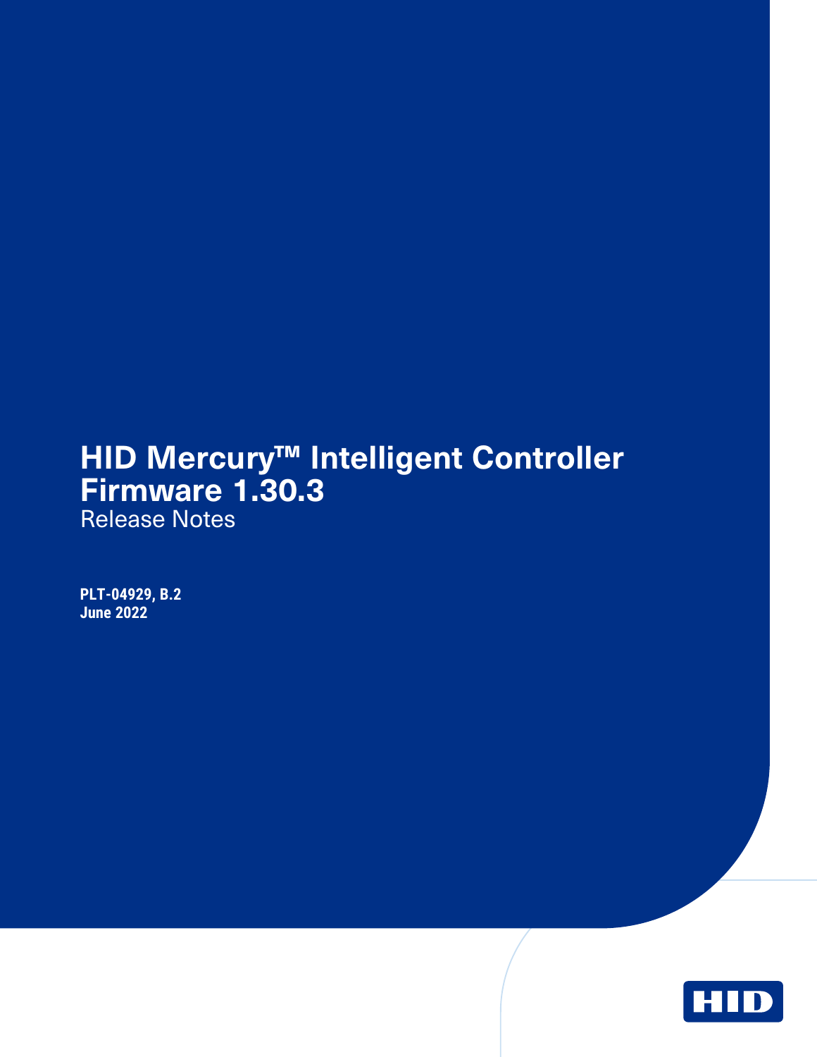# HID Mercury™ Intelligent Controller Firmware 1.30.3

Release Notes

**PLT-04929, B.2**
**June 2022**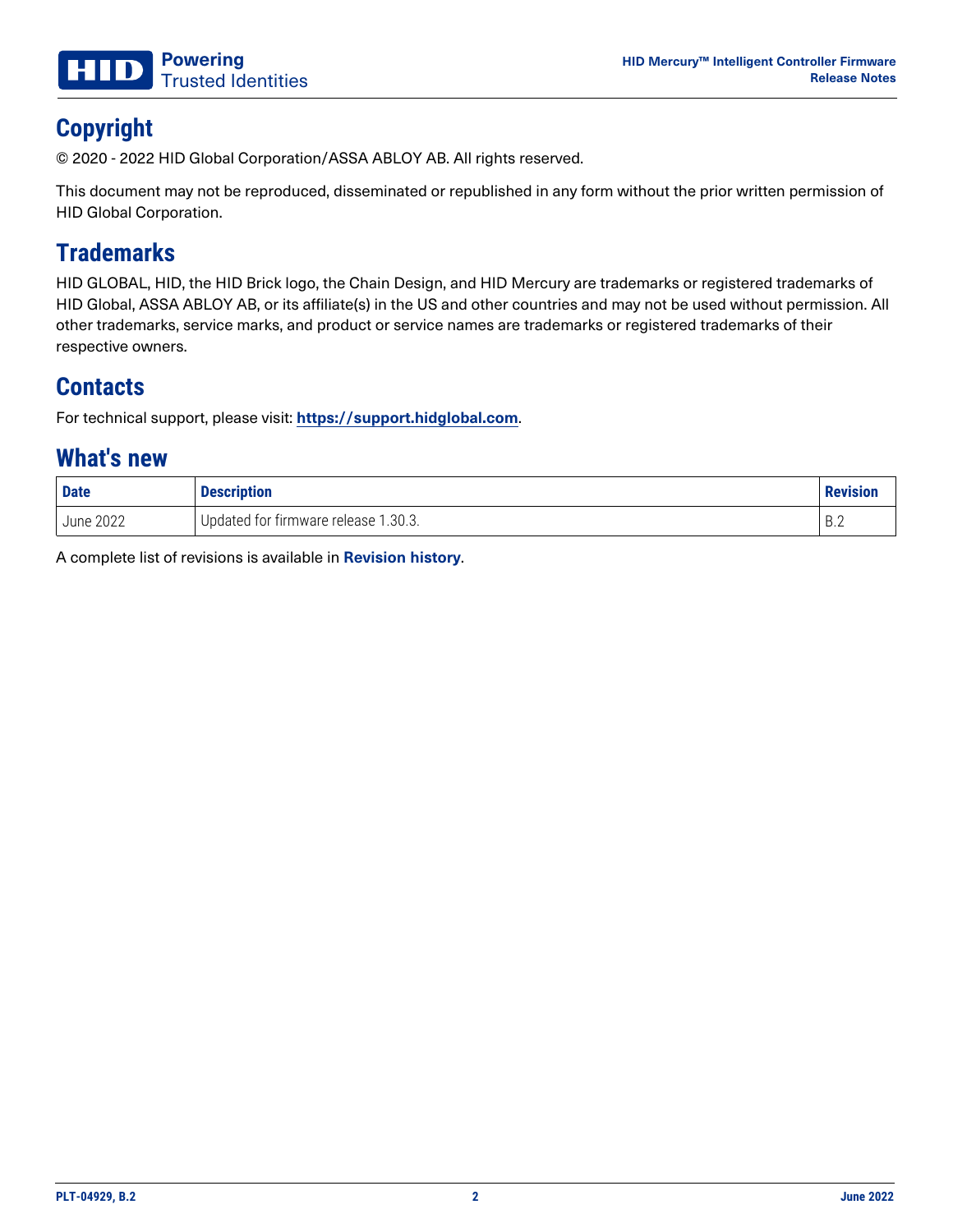## Copyright

© 2020 - 2022 HID Global Corporation/ASSA ABLOY AB. All rights reserved.

This document may not be reproduced, disseminated or republished in any form without the prior written permission of HID Global Corporation.

## Trademarks

HID GLOBAL, HID, the HID Brick logo, the Chain Design, and HID Mercury are trademarks or registered trademarks of HID Global, ASSA ABLOY AB, or its affiliate(s) in the US and other countries and may not be used without permission. All other trademarks, service marks, and product or service names are trademarks or registered trademarks of their respective owners.

## Contacts

For technical support, please visit: **https://support.hidglobal.com**.

## What's new

| Date | Description | Revision |
|---|---|---|
| June 2022 | Updated for firmware release 1.30.3. | B.2 |

A complete list of revisions is available in **Revision history**.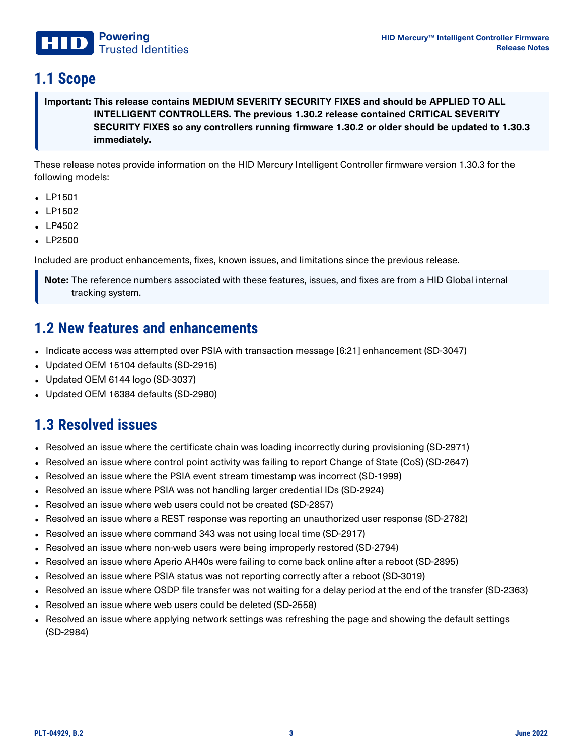## 1.1 Scope

> **Important: This release contains MEDIUM SEVERITY SECURITY FIXES and should be APPLIED TO ALL INTELLIGENT CONTROLLERS. The previous 1.30.2 release contained CRITICAL SEVERITY SECURITY FIXES so any controllers running firmware 1.30.2 or older should be updated to 1.30.3 immediately.**

These release notes provide information on the HID Mercury Intelligent Controller firmware version 1.30.3 for the following models:

- LP1501
- LP1502
- LP4502
- LP2500

Included are product enhancements, fixes, known issues, and limitations since the previous release.

> **Note:** The reference numbers associated with these features, issues, and fixes are from a HID Global internal tracking system.

## 1.2 New features and enhancements

- Indicate access was attempted over PSIA with transaction message [6:21] enhancement (SD-3047)
- Updated OEM 15104 defaults (SD-2915)
- Updated OEM 6144 logo (SD-3037)
- Updated OEM 16384 defaults (SD-2980)

## 1.3 Resolved issues

- Resolved an issue where the certificate chain was loading incorrectly during provisioning (SD-2971)
- Resolved an issue where control point activity was failing to report Change of State (CoS) (SD-2647)
- Resolved an issue where the PSIA event stream timestamp was incorrect (SD-1999)
- Resolved an issue where PSIA was not handling larger credential IDs (SD-2924)
- Resolved an issue where web users could not be created (SD-2857)
- Resolved an issue where a REST response was reporting an unauthorized user response (SD-2782)
- Resolved an issue where command 343 was not using local time (SD-2917)
- Resolved an issue where non-web users were being improperly restored (SD-2794)
- Resolved an issue where Aperio AH40s were failing to come back online after a reboot (SD-2895)
- Resolved an issue where PSIA status was not reporting correctly after a reboot (SD-3019)
- Resolved an issue where OSDP file transfer was not waiting for a delay period at the end of the transfer (SD-2363)
- Resolved an issue where web users could be deleted (SD-2558)
- Resolved an issue where applying network settings was refreshing the page and showing the default settings (SD-2984)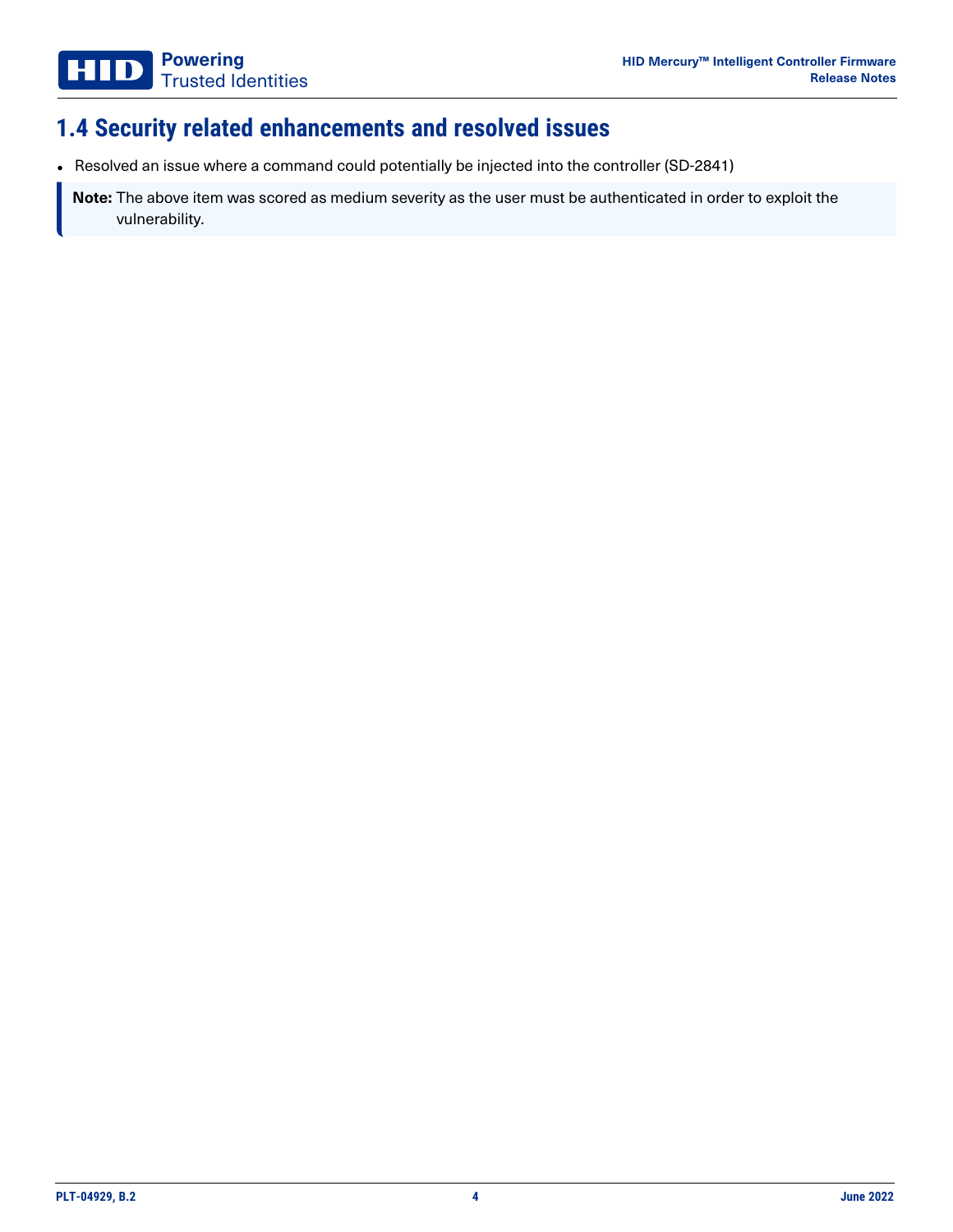## 1.4 Security related enhancements and resolved issues

- Resolved an issue where a command could potentially be injected into the controller (SD-2841)

> **Note:** The above item was scored as medium severity as the user must be authenticated in order to exploit the vulnerability.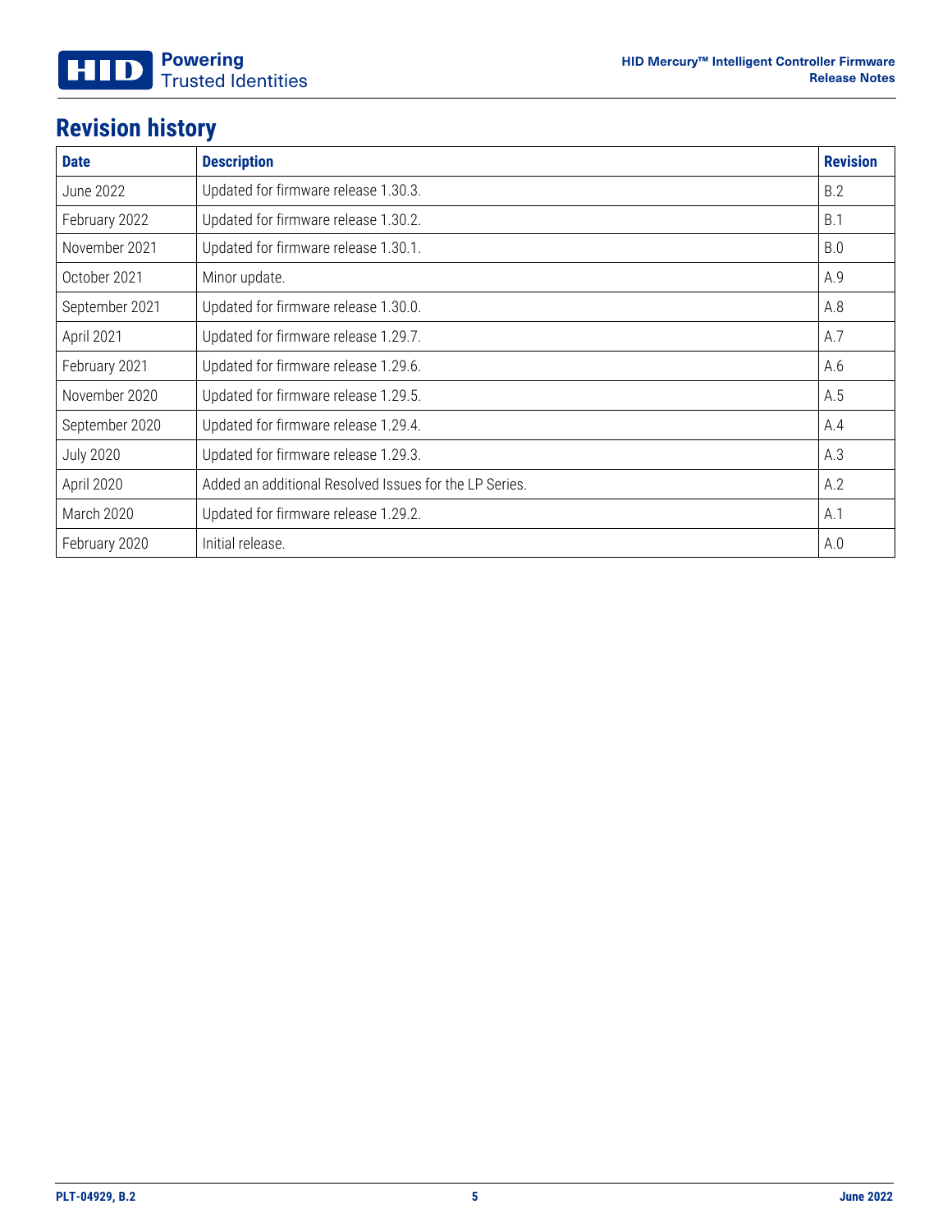# Revision history

| Date | Description | Revision |
| --- | --- | --- |
| June 2022 | Updated for firmware release 1.30.3. | B.2 |
| February 2022 | Updated for firmware release 1.30.2. | B.1 |
| November 2021 | Updated for firmware release 1.30.1. | B.0 |
| October 2021 | Minor update. | A.9 |
| September 2021 | Updated for firmware release 1.30.0. | A.8 |
| April 2021 | Updated for firmware release 1.29.7. | A.7 |
| February 2021 | Updated for firmware release 1.29.6. | A.6 |
| November 2020 | Updated for firmware release 1.29.5. | A.5 |
| September 2020 | Updated for firmware release 1.29.4. | A.4 |
| July 2020 | Updated for firmware release 1.29.3. | A.3 |
| April 2020 | Added an additional Resolved Issues for the LP Series. | A.2 |
| March 2020 | Updated for firmware release 1.29.2. | A.1 |
| February 2020 | Initial release. | A.0 |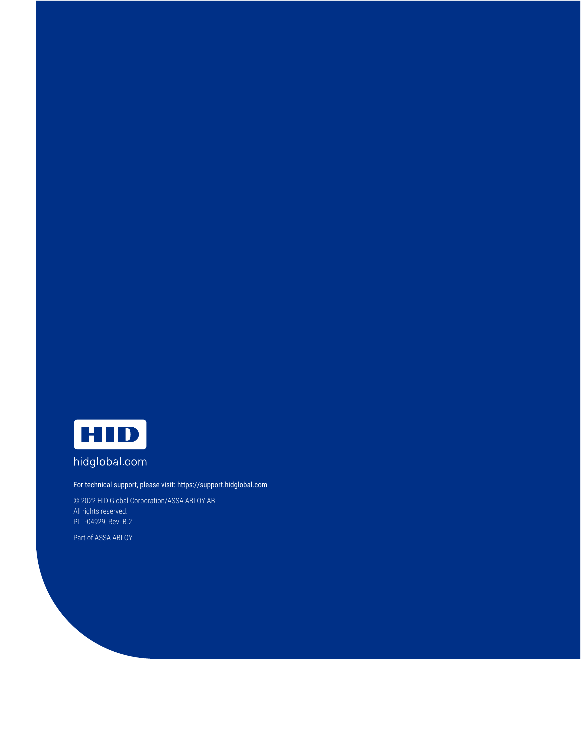HID

hidglobal.com

For technical support, please visit: https://support.hidglobal.com

© 2022 HID Global Corporation/ASSA ABLOY AB.
All rights reserved.
PLT-04929, Rev. B.2

Part of ASSA ABLOY